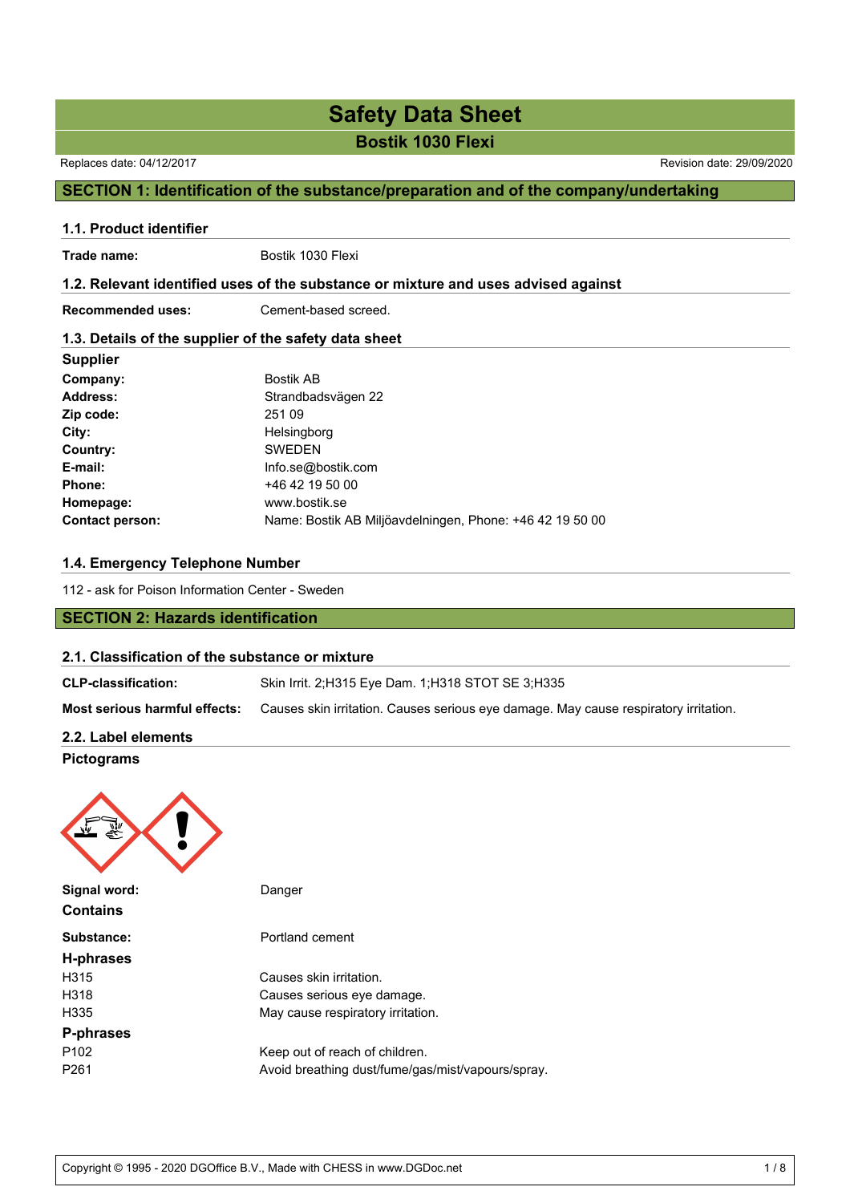# Safety Data Sheet

## Bostik 1030 Flexi

Replaces date: 04/12/2017

Revision date: 29/09/2020

## SECTION 1: Identification of the substance/preparation and of the company/undertaking

### 1.1. Product identifier

**Trade name:** Bostik 1030 Flexi

### 1.2. Relevant identified uses of the substance or mixture and uses advised against

**Recommended uses:** Cement-based screed.

### 1.3. Details of the supplier of the safety data sheet

**Supplier**

| | |
|---|---|
| **Company:** | Bostik AB |
| **Address:** | Strandbadsvägen 22 |
| **Zip code:** | 251 09 |
| **City:** | Helsingborg |
| **Country:** | SWEDEN |
| **E-mail:** | Info.se@bostik.com |
| **Phone:** | +46 42 19 50 00 |
| **Homepage:** | www.bostik.se |
| **Contact person:** | Name: Bostik AB Miljöavdelningen, Phone: +46 42 19 50 00 |

### 1.4. Emergency Telephone Number

112 - ask for Poison Information Center - Sweden

## SECTION 2: Hazards identification

### 2.1. Classification of the substance or mixture

**CLP-classification:** Skin Irrit. 2;H315 Eye Dam. 1;H318 STOT SE 3;H335

**Most serious harmful effects:** Causes skin irritation. Causes serious eye damage. May cause respiratory irritation.

### 2.2. Label elements

**Pictograms**

**Signal word:** Danger

**Contains**

**Substance:** Portland cement

**H-phrases**

| | |
|---|---|
| H315 | Causes skin irritation. |
| H318 | Causes serious eye damage. |
| H335 | May cause respiratory irritation. |

**P-phrases**

| | |
|---|---|
| P102 | Keep out of reach of children. |
| P261 | Avoid breathing dust/fume/gas/mist/vapours/spray. |

Copyright © 1995 - 2020 DGOffice B.V., Made with CHESS in www.DGDoc.net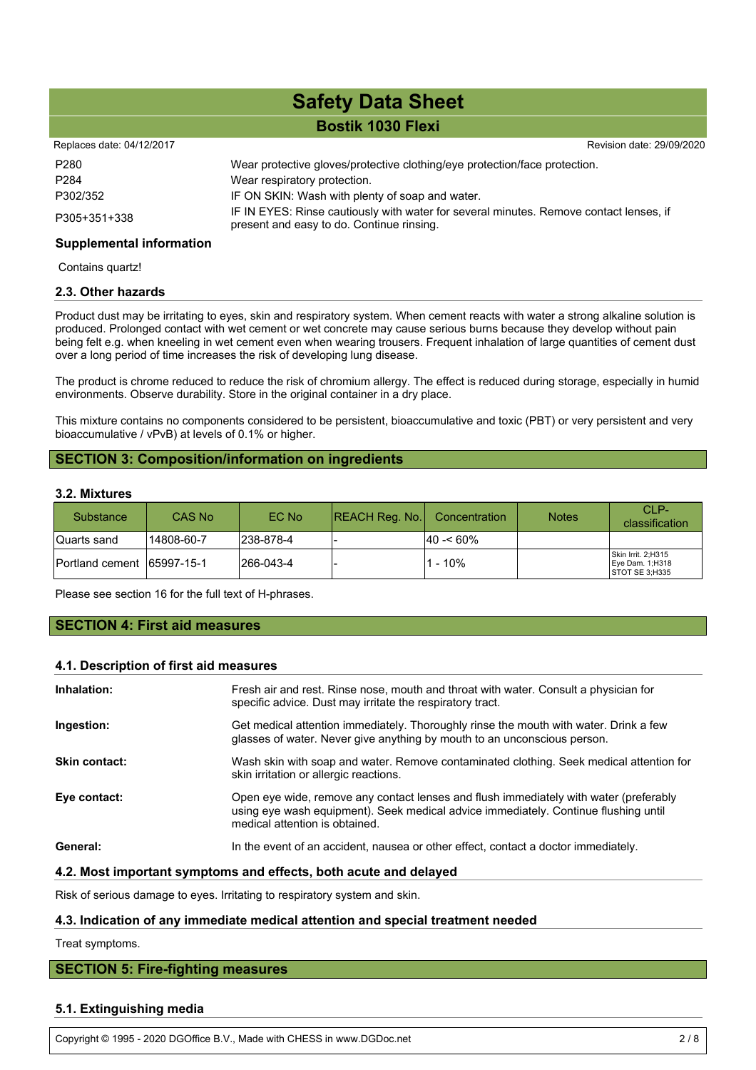| | |
|---|---|
| P280 | Wear protective gloves/protective clothing/eye protection/face protection. |
| P284 | Wear respiratory protection. |
| P302/352 | IF ON SKIN: Wash with plenty of soap and water. |
| P305+351+338 | IF IN EYES: Rinse cautiously with water for several minutes. Remove contact lenses, if present and easy to do. Continue rinsing. |

### Supplemental information

Contains quartz!

### 2.3. Other hazards

Product dust may be irritating to eyes, skin and respiratory system. When cement reacts with water a strong alkaline solution is produced. Prolonged contact with wet cement or wet concrete may cause serious burns because they develop without pain being felt e.g. when kneeling in wet cement even when wearing trousers. Frequent inhalation of large quantities of cement dust over a long period of time increases the risk of developing lung disease.

The product is chrome reduced to reduce the risk of chromium allergy. The effect is reduced during storage, especially in humid environments. Observe durability. Store in the original container in a dry place.

This mixture contains no components considered to be persistent, bioaccumulative and toxic (PBT) or very persistent and very bioaccumulative / vPvB) at levels of 0.1% or higher.

## SECTION 3: Composition/information on ingredients

### 3.2. Mixtures

| Substance | CAS No | EC No | REACH Reg. No. | Concentration | Notes | CLP-classification |
|---|---|---|---|---|---|---|
| Quarts sand | 14808-60-7 | 238-878-4 | - | 40 -< 60% | | |
| Portland cement | 65997-15-1 | 266-043-4 | - | 1 - 10% | | Skin Irrit. 2;H315 Eye Dam. 1;H318 STOT SE 3;H335 |

Please see section 16 for the full text of H-phrases.

## SECTION 4: First aid measures

### 4.1. Description of first aid measures

**Inhalation:** Fresh air and rest. Rinse nose, mouth and throat with water. Consult a physician for specific advice. Dust may irritate the respiratory tract.

**Ingestion:** Get medical attention immediately. Thoroughly rinse the mouth with water. Drink a few glasses of water. Never give anything by mouth to an unconscious person.

**Skin contact:** Wash skin with soap and water. Remove contaminated clothing. Seek medical attention for skin irritation or allergic reactions.

**Eye contact:** Open eye wide, remove any contact lenses and flush immediately with water (preferably using eye wash equipment). Seek medical advice immediately. Continue flushing until medical attention is obtained.

**General:** In the event of an accident, nausea or other effect, contact a doctor immediately.

### 4.2. Most important symptoms and effects, both acute and delayed

Risk of serious damage to eyes. Irritating to respiratory system and skin.

### 4.3. Indication of any immediate medical attention and special treatment needed

Treat symptoms.

## SECTION 5: Fire-fighting measures

### 5.1. Extinguishing media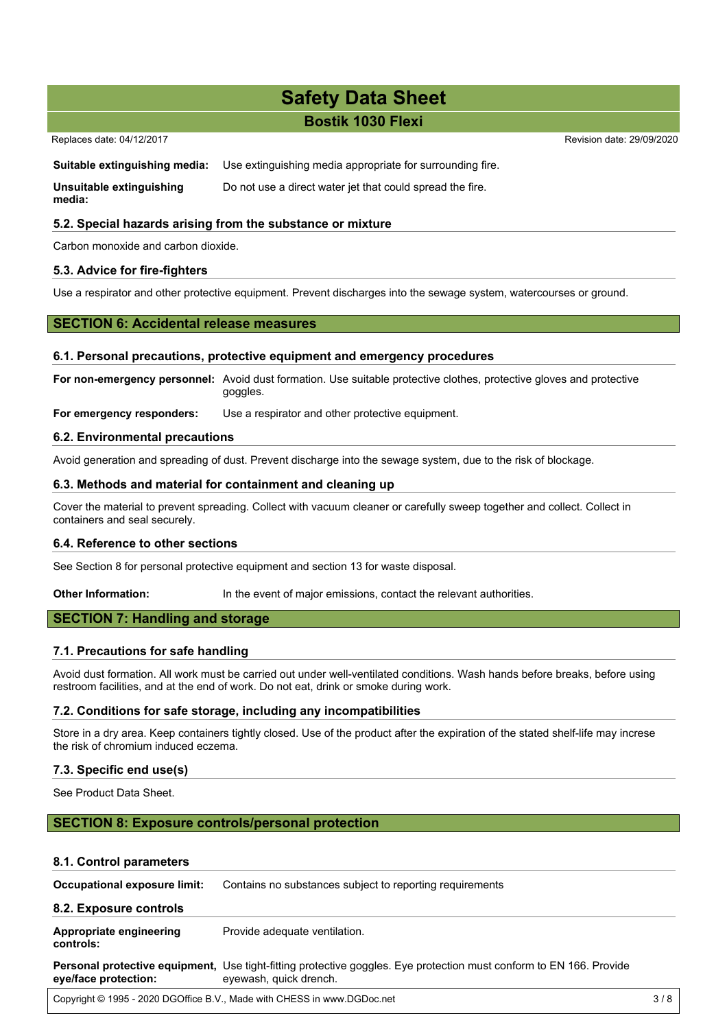**Suitable extinguishing media:** Use extinguishing media appropriate for surrounding fire.

**Unsuitable extinguishing media:** Do not use a direct water jet that could spread the fire.

### 5.2. Special hazards arising from the substance or mixture

Carbon monoxide and carbon dioxide.

### 5.3. Advice for fire-fighters

Use a respirator and other protective equipment. Prevent discharges into the sewage system, watercourses or ground.

## SECTION 6: Accidental release measures

### 6.1. Personal precautions, protective equipment and emergency procedures

**For non-emergency personnel:** Avoid dust formation. Use suitable protective clothes, protective gloves and protective goggles.

**For emergency responders:** Use a respirator and other protective equipment.

### 6.2. Environmental precautions

Avoid generation and spreading of dust. Prevent discharge into the sewage system, due to the risk of blockage.

### 6.3. Methods and material for containment and cleaning up

Cover the material to prevent spreading. Collect with vacuum cleaner or carefully sweep together and collect. Collect in containers and seal securely.

### 6.4. Reference to other sections

See Section 8 for personal protective equipment and section 13 for waste disposal.

**Other Information:** In the event of major emissions, contact the relevant authorities.

## SECTION 7: Handling and storage

### 7.1. Precautions for safe handling

Avoid dust formation. All work must be carried out under well-ventilated conditions. Wash hands before breaks, before using restroom facilities, and at the end of work. Do not eat, drink or smoke during work.

### 7.2. Conditions for safe storage, including any incompatibilities

Store in a dry area. Keep containers tightly closed. Use of the product after the expiration of the stated shelf-life may increse the risk of chromium induced eczema.

### 7.3. Specific end use(s)

See Product Data Sheet.

## SECTION 8: Exposure controls/personal protection

### 8.1. Control parameters

**Occupational exposure limit:** Contains no substances subject to reporting requirements

### 8.2. Exposure controls

**Appropriate engineering controls:** Provide adequate ventilation.

**Personal protective equipment, eye/face protection:** Use tight-fitting protective goggles. Eye protection must conform to EN 166. Provide eyewash, quick drench.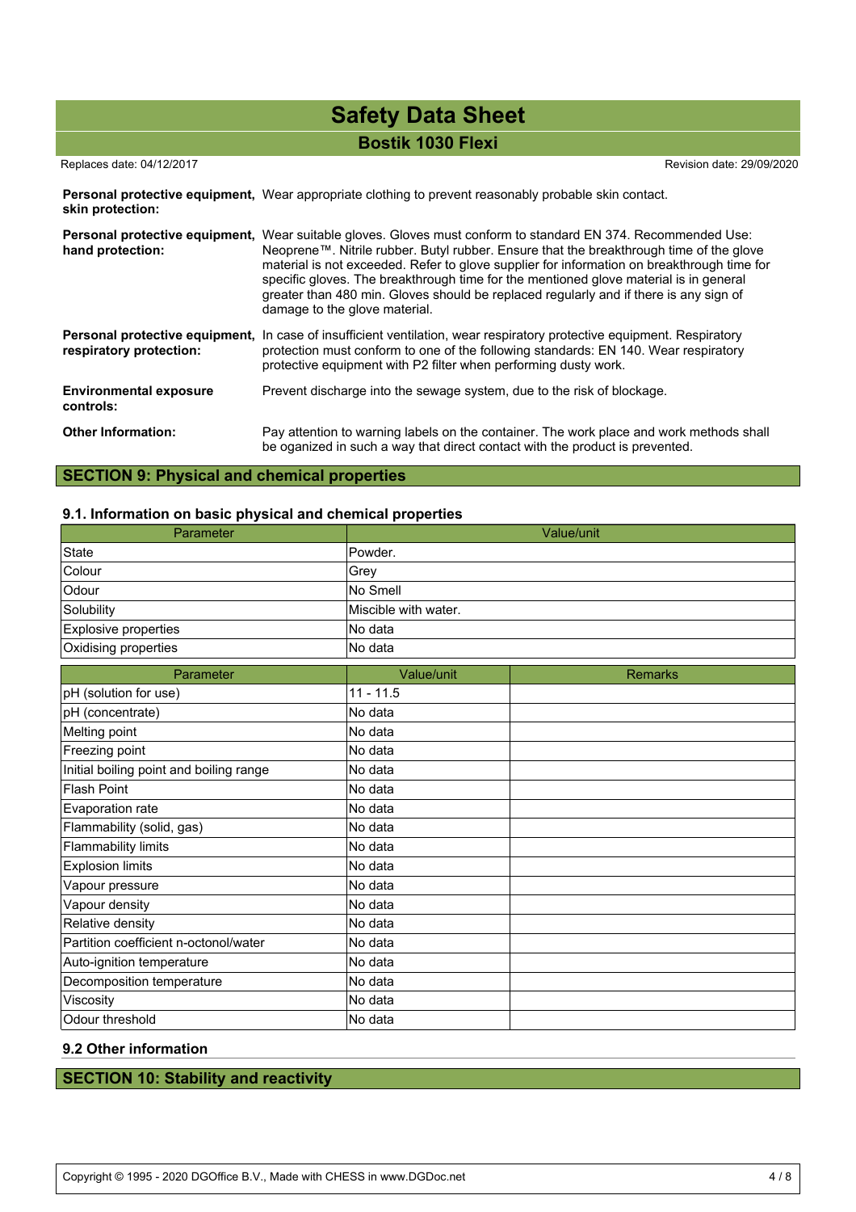**Personal protective equipment, skin protection:** Wear appropriate clothing to prevent reasonably probable skin contact.

**Personal protective equipment, hand protection:** Wear suitable gloves. Gloves must conform to standard EN 374. Recommended Use: Neoprene™. Nitrile rubber. Butyl rubber. Ensure that the breakthrough time of the glove material is not exceeded. Refer to glove supplier for information on breakthrough time for specific gloves. The breakthrough time for the mentioned glove material is in general greater than 480 min. Gloves should be replaced regularly and if there is any sign of damage to the glove material.

**Personal protective equipment, respiratory protection:** In case of insufficient ventilation, wear respiratory protective equipment. Respiratory protection must conform to one of the following standards: EN 140. Wear respiratory protective equipment with P2 filter when performing dusty work.

**Environmental exposure controls:** Prevent discharge into the sewage system, due to the risk of blockage.

**Other Information:** Pay attention to warning labels on the container. The work place and work methods shall be oganized in such a way that direct contact with the product is prevented.

## SECTION 9: Physical and chemical properties

### 9.1. Information on basic physical and chemical properties

| Parameter | Value/unit |
|---|---|
| State | Powder. |
| Colour | Grey |
| Odour | No Smell |
| Solubility | Miscible with water. |
| Explosive properties | No data |
| Oxidising properties | No data |

| Parameter | Value/unit | Remarks |
|---|---|---|
| pH (solution for use) | 11 - 11.5 | |
| pH (concentrate) | No data | |
| Melting point | No data | |
| Freezing point | No data | |
| Initial boiling point and boiling range | No data | |
| Flash Point | No data | |
| Evaporation rate | No data | |
| Flammability (solid, gas) | No data | |
| Flammability limits | No data | |
| Explosion limits | No data | |
| Vapour pressure | No data | |
| Vapour density | No data | |
| Relative density | No data | |
| Partition coefficient n-octonol/water | No data | |
| Auto-ignition temperature | No data | |
| Decomposition temperature | No data | |
| Viscosity | No data | |
| Odour threshold | No data | |

### 9.2 Other information

## SECTION 10: Stability and reactivity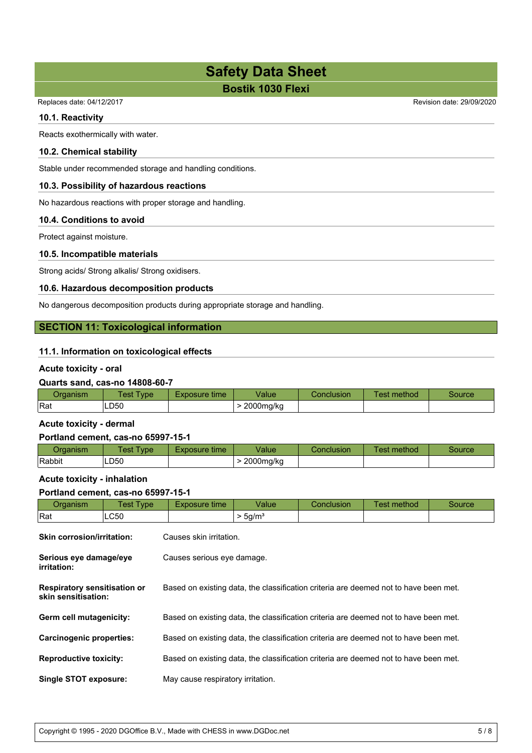### 10.1. Reactivity

Reacts exothermically with water.

### 10.2. Chemical stability

Stable under recommended storage and handling conditions.

### 10.3. Possibility of hazardous reactions

No hazardous reactions with proper storage and handling.

### 10.4. Conditions to avoid

Protect against moisture.

### 10.5. Incompatible materials

Strong acids/ Strong alkalis/ Strong oxidisers.

### 10.6. Hazardous decomposition products

No dangerous decomposition products during appropriate storage and handling.

## SECTION 11: Toxicological information

### 11.1. Information on toxicological effects

**Acute toxicity - oral**

**Quarts sand, cas-no 14808-60-7**

| Organism | Test Type | Exposure time | Value | Conclusion | Test method | Source |
|---|---|---|---|---|---|---|
| Rat | LD50 | | > 2000mg/kg | | | |

**Acute toxicity - dermal**

**Portland cement, cas-no 65997-15-1**

| Organism | Test Type | Exposure time | Value | Conclusion | Test method | Source |
|---|---|---|---|---|---|---|
| Rabbit | LD50 | | > 2000mg/kg | | | |

**Acute toxicity - inhalation**

**Portland cement, cas-no 65997-15-1**

| Organism | Test Type | Exposure time | Value | Conclusion | Test method | Source |
|---|---|---|---|---|---|---|
| Rat | LC50 | | > 5g/m³ | | | |

**Skin corrosion/irritation:** Causes skin irritation.

**Serious eye damage/eye irritation:** Causes serious eye damage.

**Respiratory sensitisation or skin sensitisation:** Based on existing data, the classification criteria are deemed not to have been met.

**Germ cell mutagenicity:** Based on existing data, the classification criteria are deemed not to have been met.

**Carcinogenic properties:** Based on existing data, the classification criteria are deemed not to have been met.

**Reproductive toxicity:** Based on existing data, the classification criteria are deemed not to have been met.

**Single STOT exposure:** May cause respiratory irritation.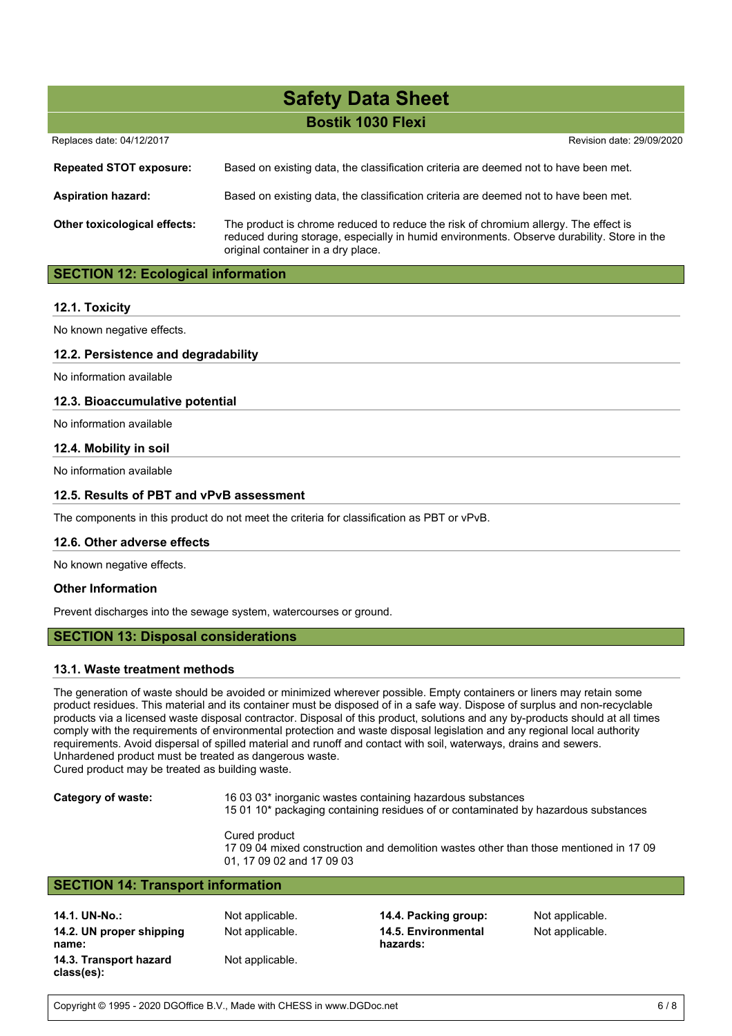| | |
|---|---|
| **Repeated STOT exposure:** | Based on existing data, the classification criteria are deemed not to have been met. |
| **Aspiration hazard:** | Based on existing data, the classification criteria are deemed not to have been met. |
| **Other toxicological effects:** | The product is chrome reduced to reduce the risk of chromium allergy. The effect is reduced during storage, especially in humid environments. Observe durability. Store in the original container in a dry place. |

## SECTION 12: Ecological information

### 12.1. Toxicity

No known negative effects.

### 12.2. Persistence and degradability

No information available

### 12.3. Bioaccumulative potential

No information available

### 12.4. Mobility in soil

No information available

### 12.5. Results of PBT and vPvB assessment

The components in this product do not meet the criteria for classification as PBT or vPvB.

### 12.6. Other adverse effects

No known negative effects.

### Other Information

Prevent discharges into the sewage system, watercourses or ground.

## SECTION 13: Disposal considerations

### 13.1. Waste treatment methods

The generation of waste should be avoided or minimized wherever possible. Empty containers or liners may retain some product residues. This material and its container must be disposed of in a safe way. Dispose of surplus and non-recyclable products via a licensed waste disposal contractor. Disposal of this product, solutions and any by-products should at all times comply with the requirements of environmental protection and waste disposal legislation and any regional local authority requirements. Avoid dispersal of spilled material and runoff and contact with soil, waterways, drains and sewers.
Unhardened product must be treated as dangerous waste.
Cured product may be treated as building waste.

**Category of waste:**

16 03 03* inorganic wastes containing hazardous substances
15 01 10* packaging containing residues of or contaminated by hazardous substances

Cured product
17 09 04 mixed construction and demolition wastes other than those mentioned in 17 09 01, 17 09 02 and 17 09 03

## SECTION 14: Transport information

| | | | |
|---|---|---|---|
| **14.1. UN-No.:** | Not applicable. | **14.4. Packing group:** | Not applicable. |
| **14.2. UN proper shipping name:** | Not applicable. | **14.5. Environmental hazards:** | Not applicable. |
| **14.3. Transport hazard class(es):** | Not applicable. | | |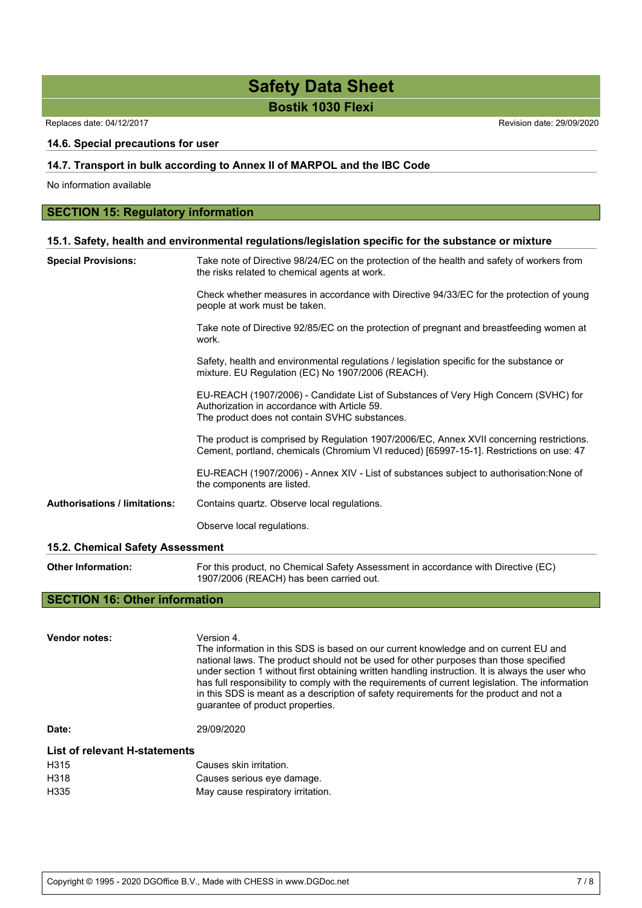### 14.6. Special precautions for user

### 14.7. Transport in bulk according to Annex II of MARPOL and the IBC Code

No information available

## SECTION 15: Regulatory information

### 15.1. Safety, health and environmental regulations/legislation specific for the substance or mixture

**Special Provisions:**

Take note of Directive 98/24/EC on the protection of the health and safety of workers from the risks related to chemical agents at work.

Check whether measures in accordance with Directive 94/33/EC for the protection of young people at work must be taken.

Take note of Directive 92/85/EC on the protection of pregnant and breastfeeding women at work.

Safety, health and environmental regulations / legislation specific for the substance or mixture. EU Regulation (EC) No 1907/2006 (REACH).

EU-REACH (1907/2006) - Candidate List of Substances of Very High Concern (SVHC) for Authorization in accordance with Article 59.
The product does not contain SVHC substances.

The product is comprised by Regulation 1907/2006/EC, Annex XVII concerning restrictions. Cement, portland, chemicals (Chromium VI reduced) [65997-15-1]. Restrictions on use: 47

EU-REACH (1907/2006) - Annex XIV - List of substances subject to authorisation:None of the components are listed.

**Authorisations / limitations:**

Contains quartz. Observe local regulations.

Observe local regulations.

### 15.2. Chemical Safety Assessment

**Other Information:**

For this product, no Chemical Safety Assessment in accordance with Directive (EC) 1907/2006 (REACH) has been carried out.

## SECTION 16: Other information

**Vendor notes:**

Version 4.
The information in this SDS is based on our current knowledge and on current EU and national laws. The product should not be used for other purposes than those specified under section 1 without first obtaining written handling instruction. It is always the user who has full responsibility to comply with the requirements of current legislation. The information in this SDS is meant as a description of safety requirements for the product and not a guarantee of product properties.

**Date:** 29/09/2020

### List of relevant H-statements

| | |
|---|---|
| H315 | Causes skin irritation. |
| H318 | Causes serious eye damage. |
| H335 | May cause respiratory irritation. |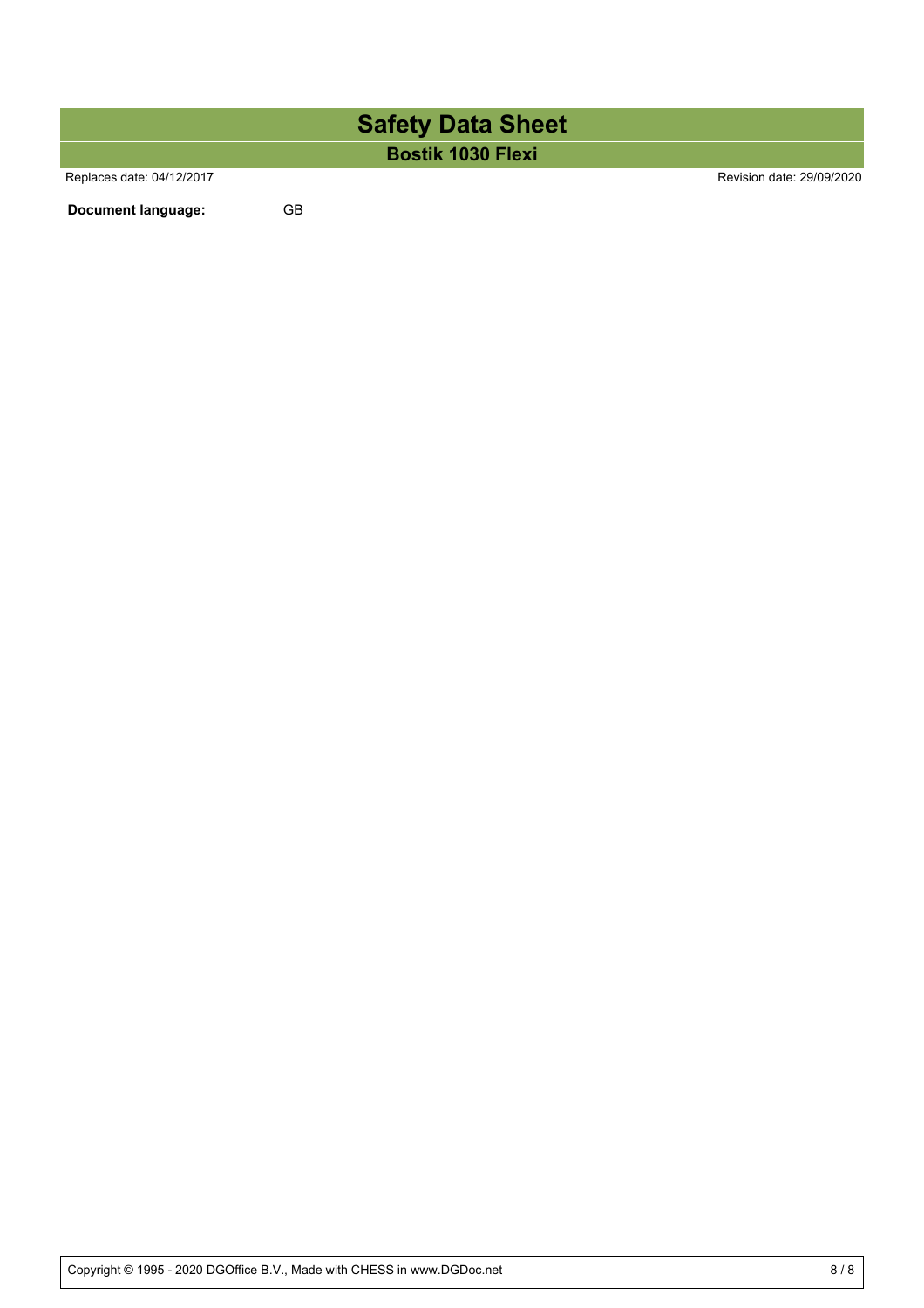**Document language:** GB